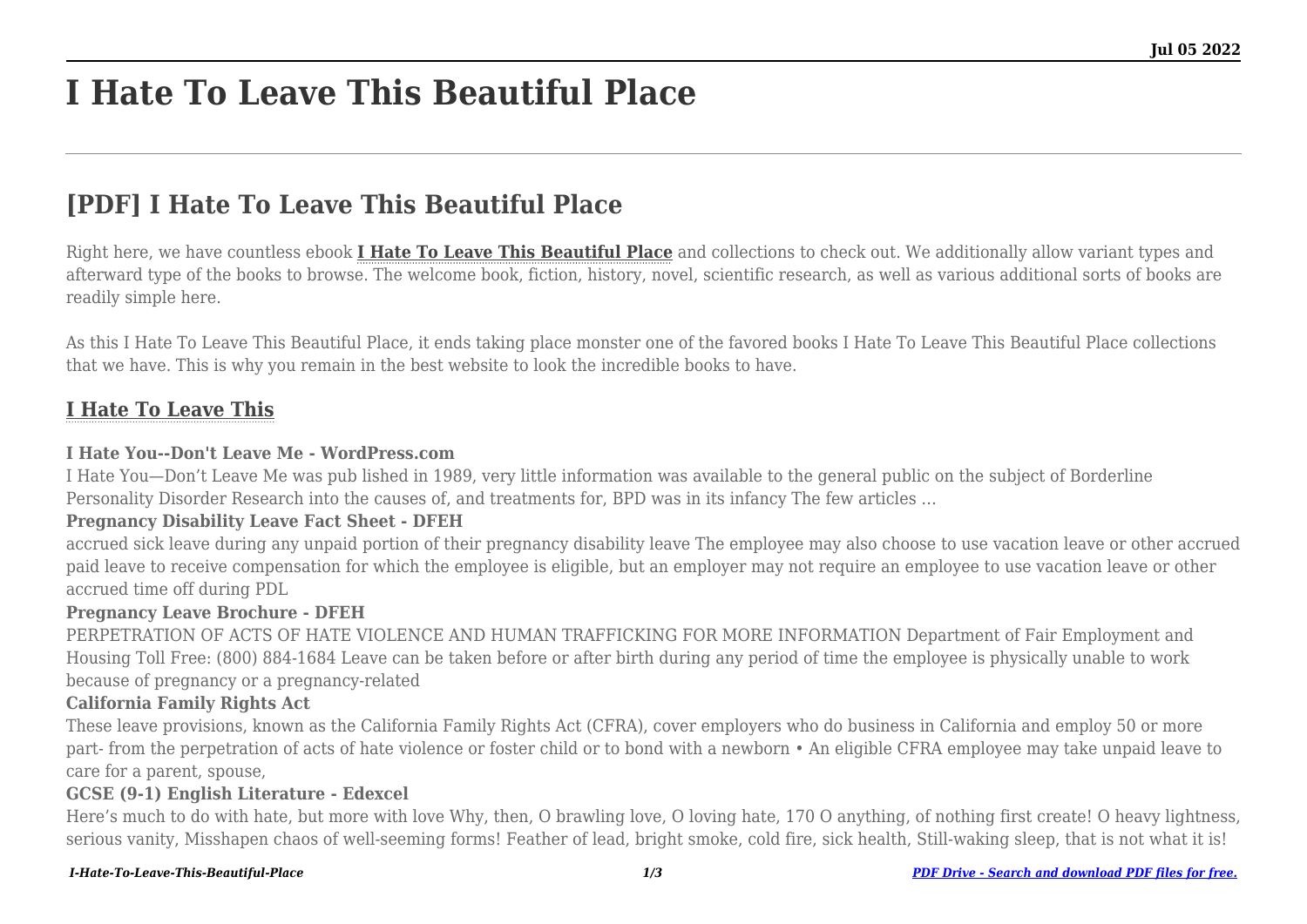# I Hate To Leave This Beautiful Place

## [PDF] I Hate To Leave This Beautiful Place

Right here, we have countless ebook **I Hate To Leave This Beautiful Place** and collections to check out. We additionally allow variant types and afterward type of the books to browse. The welcome book, fiction, history, novel, scientific research, as well as various additional sorts of books are readily simple here.

As this I Hate To Leave This Beautiful Place, it ends taking place monster one of the favored books I Hate To Leave This Beautiful Place collections that we have. This is why you remain in the best website to look the incredible books to have.

### I Hate To Leave This

**I Hate You--Don't Leave Me - WordPress.com**

I Hate You—Don't Leave Me was pub lished in 1989, very little information was available to the general public on the subject of Borderline Personality Disorder Research into the causes of, and treatments for, BPD was in its infancy The few articles …

**Pregnancy Disability Leave Fact Sheet - DFEH**

accrued sick leave during any unpaid portion of their pregnancy disability leave The employee may also choose to use vacation leave or other accrued paid leave to receive compensation for which the employee is eligible, but an employer may not require an employee to use vacation leave or other accrued time off during PDL

**Pregnancy Leave Brochure - DFEH**

PERPETRATION OF ACTS OF HATE VIOLENCE AND HUMAN TRAFFICKING FOR MORE INFORMATION Department of Fair Employment and Housing Toll Free: (800) 884-1684 Leave can be taken before or after birth during any period of time the employee is physically unable to work because of pregnancy or a pregnancy-related

**California Family Rights Act**

These leave provisions, known as the California Family Rights Act (CFRA), cover employers who do business in California and employ 50 or more part- from the perpetration of acts of hate violence or foster child or to bond with a newborn • An eligible CFRA employee may take unpaid leave to care for a parent, spouse,

**GCSE (9-1) English Literature - Edexcel**

Here's much to do with hate, but more with love Why, then, O brawling love, O loving hate, 170 O anything, of nothing first create! O heavy lightness, serious vanity, Misshapen chaos of well-seeming forms! Feather of lead, bright smoke, cold fire, sick health, Still-waking sleep, that is not what it is!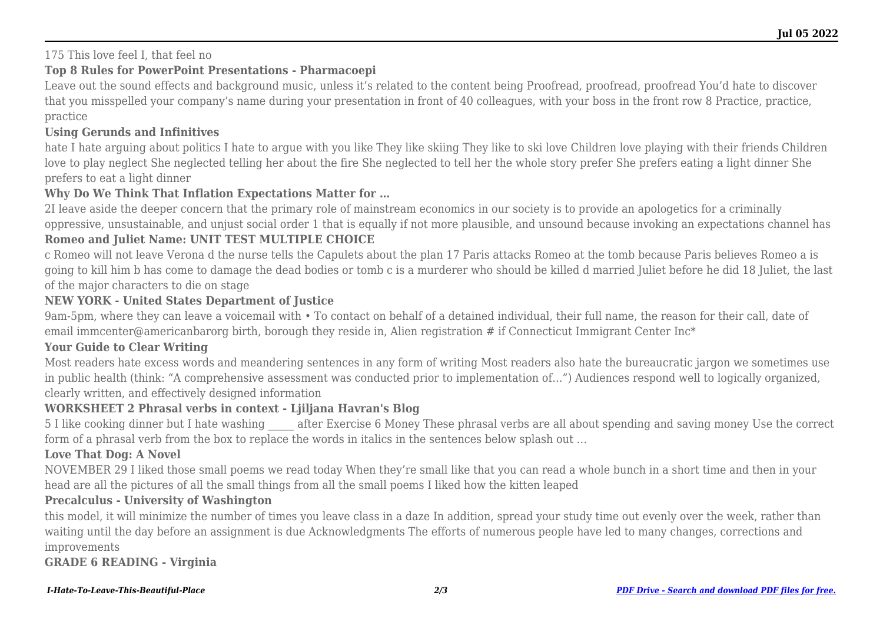175 This love feel I, that feel no

**Top 8 Rules for PowerPoint Presentations - Pharmacoepi**

Leave out the sound effects and background music, unless it's related to the content being Proofread, proofread, proofread You'd hate to discover that you misspelled your company's name during your presentation in front of 40 colleagues, with your boss in the front row 8 Practice, practice, practice

**Using Gerunds and Infinitives**

hate I hate arguing about politics I hate to argue with you like They like skiing They like to ski love Children love playing with their friends Children love to play neglect She neglected telling her about the fire She neglected to tell her the whole story prefer She prefers eating a light dinner She prefers to eat a light dinner

**Why Do We Think That Inflation Expectations Matter for …**

2I leave aside the deeper concern that the primary role of mainstream economics in our society is to provide an apologetics for a criminally oppressive, unsustainable, and unjust social order 1 that is equally if not more plausible, and unsound because invoking an expectations channel has

**Romeo and Juliet Name: UNIT TEST MULTIPLE CHOICE**

c Romeo will not leave Verona d the nurse tells the Capulets about the plan 17 Paris attacks Romeo at the tomb because Paris believes Romeo a is going to kill him b has come to damage the dead bodies or tomb c is a murderer who should be killed d married Juliet before he did 18 Juliet, the last of the major characters to die on stage

**NEW YORK - United States Department of Justice**

9am-5pm, where they can leave a voicemail with • To contact on behalf of a detained individual, their full name, the reason for their call, date of email immcenter@americanbarorg birth, borough they reside in, Alien registration # if Connecticut Immigrant Center Inc*

**Your Guide to Clear Writing**

Most readers hate excess words and meandering sentences in any form of writing Most readers also hate the bureaucratic jargon we sometimes use in public health (think: "A comprehensive assessment was conducted prior to implementation of…") Audiences respond well to logically organized, clearly written, and effectively designed information

**WORKSHEET 2 Phrasal verbs in context - Ljiljana Havran's Blog**

5 I like cooking dinner but I hate washing _____ after Exercise 6 Money These phrasal verbs are all about spending and saving money Use the correct form of a phrasal verb from the box to replace the words in italics in the sentences below splash out …

**Love That Dog: A Novel**

NOVEMBER 29 I liked those small poems we read today When they're small like that you can read a whole bunch in a short time and then in your head are all the pictures of all the small things from all the small poems I liked how the kitten leaped

**Precalculus - University of Washington**

this model, it will minimize the number of times you leave class in a daze In addition, spread your study time out evenly over the week, rather than waiting until the day before an assignment is due Acknowledgments The efforts of numerous people have led to many changes, corrections and improvements

**GRADE 6 READING - Virginia**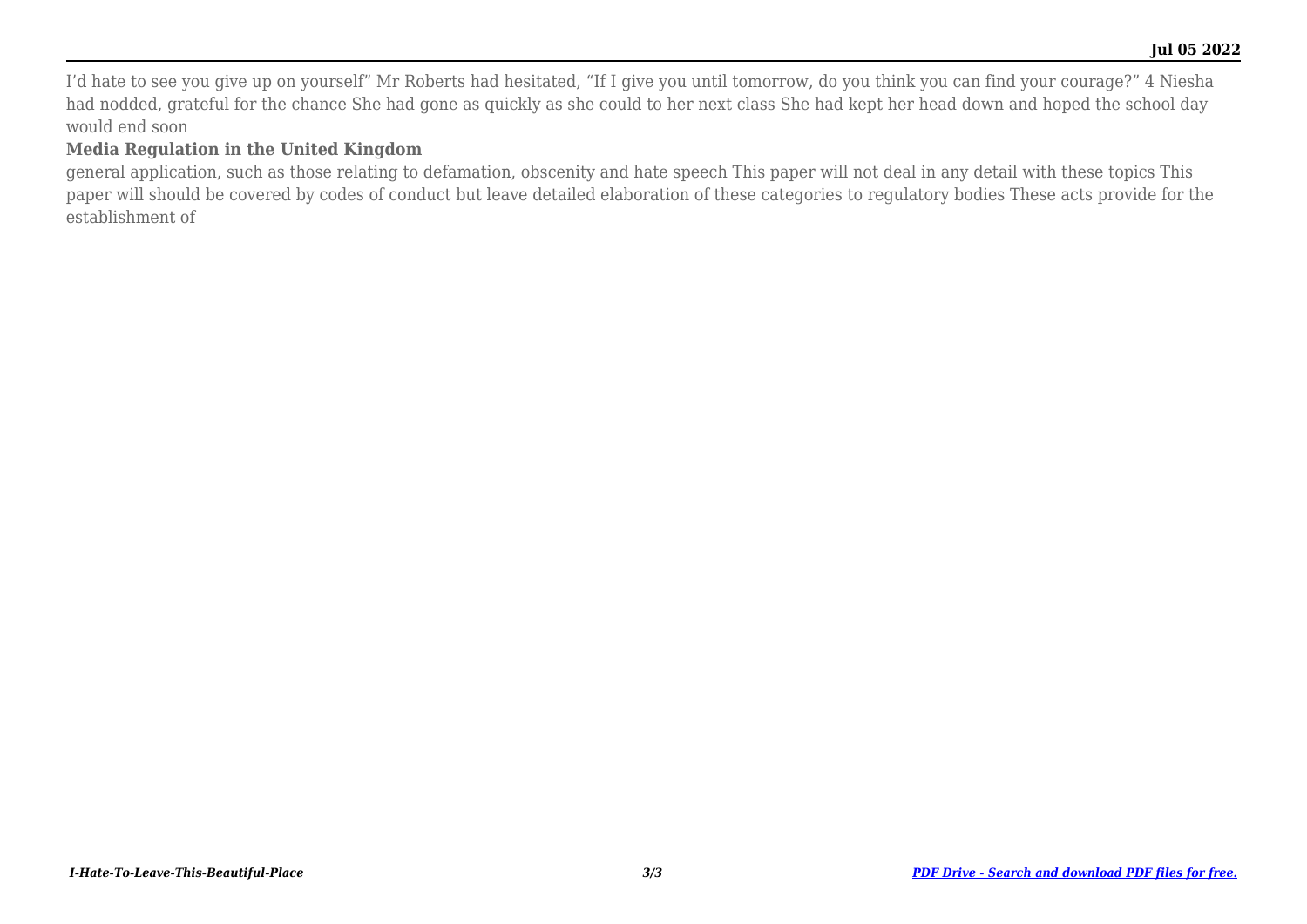I'd hate to see you give up on yourself" Mr Roberts had hesitated, "If I give you until tomorrow, do you think you can find your courage?" 4 Niesha had nodded, grateful for the chance She had gone as quickly as she could to her next class She had kept her head down and hoped the school day would end soon

**Media Regulation in the United Kingdom**

general application, such as those relating to defamation, obscenity and hate speech This paper will not deal in any detail with these topics This paper will should be covered by codes of conduct but leave detailed elaboration of these categories to regulatory bodies These acts provide for the establishment of